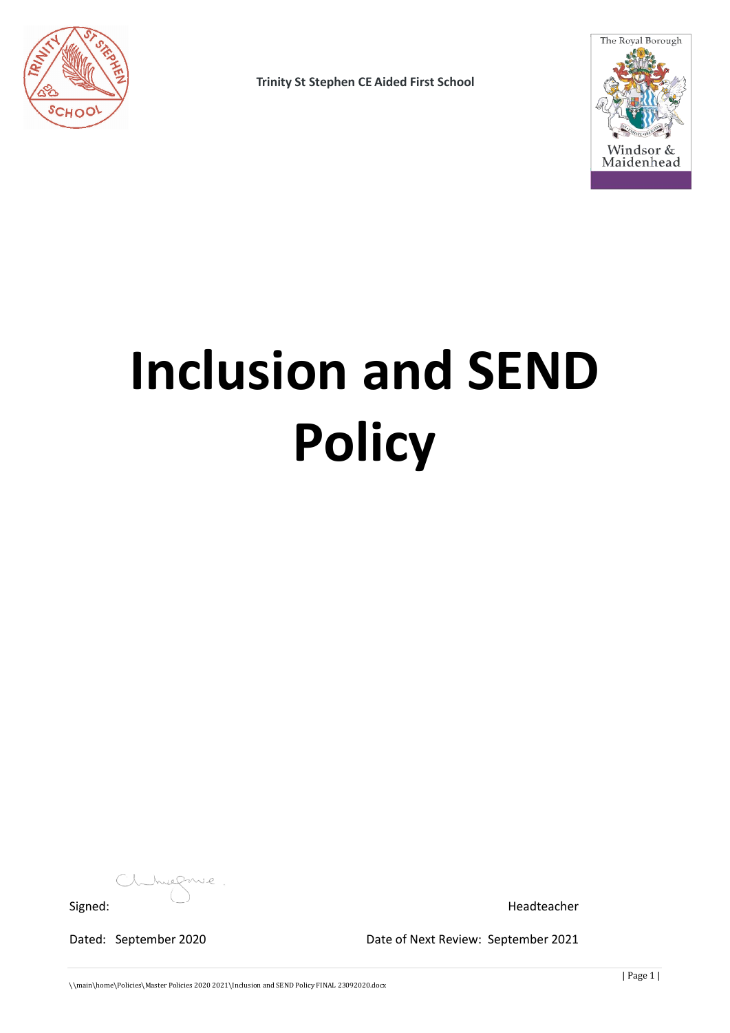**Trinity St Stephen CE Aided First School**

# Inclusion and SEND Policy

Signed: Headteacher

Dated: September 2020 Date of Next Review: September 2021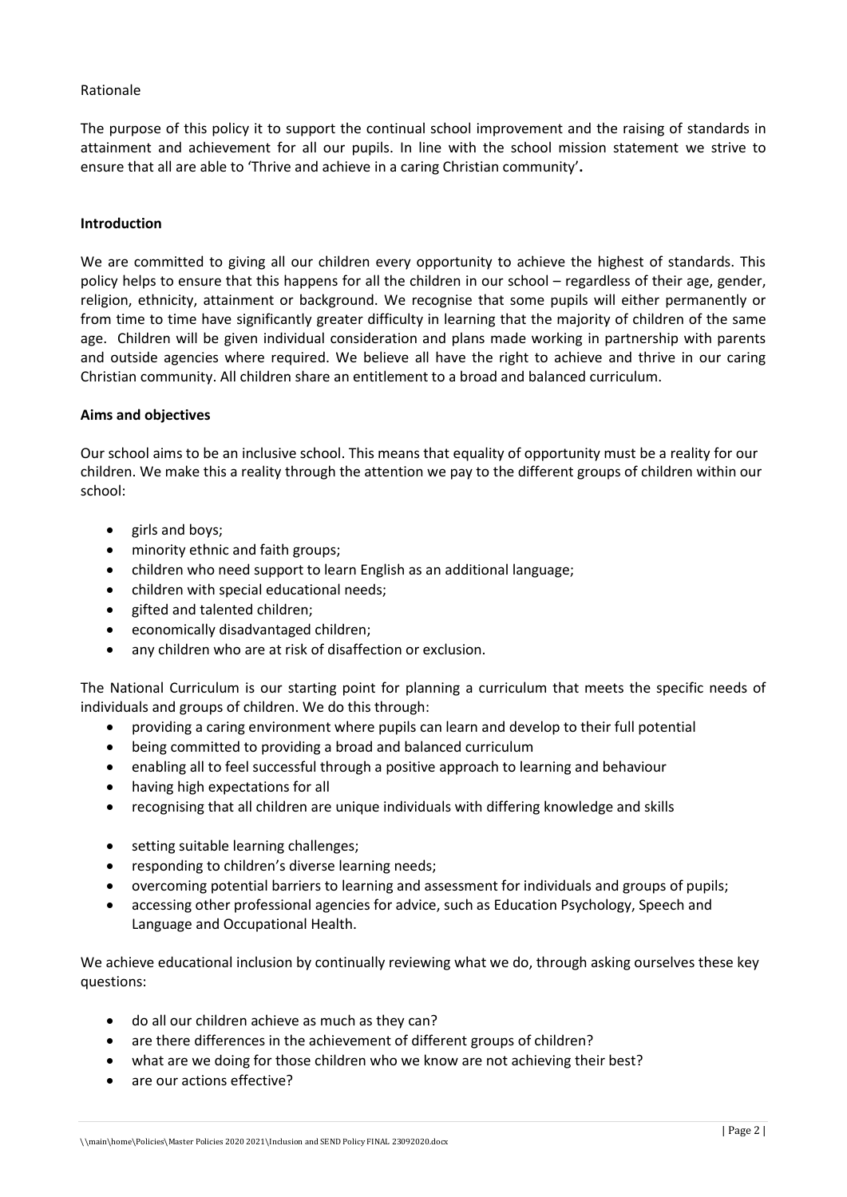Rationale

The purpose of this policy it to support the continual school improvement and the raising of standards in attainment and achievement for all our pupils. In line with the school mission statement we strive to ensure that all are able to 'Thrive and achieve in a caring Christian community'**.**

## Introduction

We are committed to giving all our children every opportunity to achieve the highest of standards. This policy helps to ensure that this happens for all the children in our school – regardless of their age, gender, religion, ethnicity, attainment or background. We recognise that some pupils will either permanently or from time to time have significantly greater difficulty in learning that the majority of children of the same age. Children will be given individual consideration and plans made working in partnership with parents and outside agencies where required. We believe all have the right to achieve and thrive in our caring Christian community. All children share an entitlement to a broad and balanced curriculum.

## Aims and objectives

Our school aims to be an inclusive school. This means that equality of opportunity must be a reality for our children. We make this a reality through the attention we pay to the different groups of children within our school:

- girls and boys;
- minority ethnic and faith groups;
- children who need support to learn English as an additional language;
- children with special educational needs;
- gifted and talented children;
- economically disadvantaged children;
- any children who are at risk of disaffection or exclusion.

The National Curriculum is our starting point for planning a curriculum that meets the specific needs of individuals and groups of children. We do this through:

- providing a caring environment where pupils can learn and develop to their full potential
- being committed to providing a broad and balanced curriculum
- enabling all to feel successful through a positive approach to learning and behaviour
- having high expectations for all
- recognising that all children are unique individuals with differing knowledge and skills
- setting suitable learning challenges;
- responding to children's diverse learning needs;
- overcoming potential barriers to learning and assessment for individuals and groups of pupils;
- accessing other professional agencies for advice, such as Education Psychology, Speech and Language and Occupational Health.

We achieve educational inclusion by continually reviewing what we do, through asking ourselves these key questions:

- do all our children achieve as much as they can?
- are there differences in the achievement of different groups of children?
- what are we doing for those children who we know are not achieving their best?
- are our actions effective?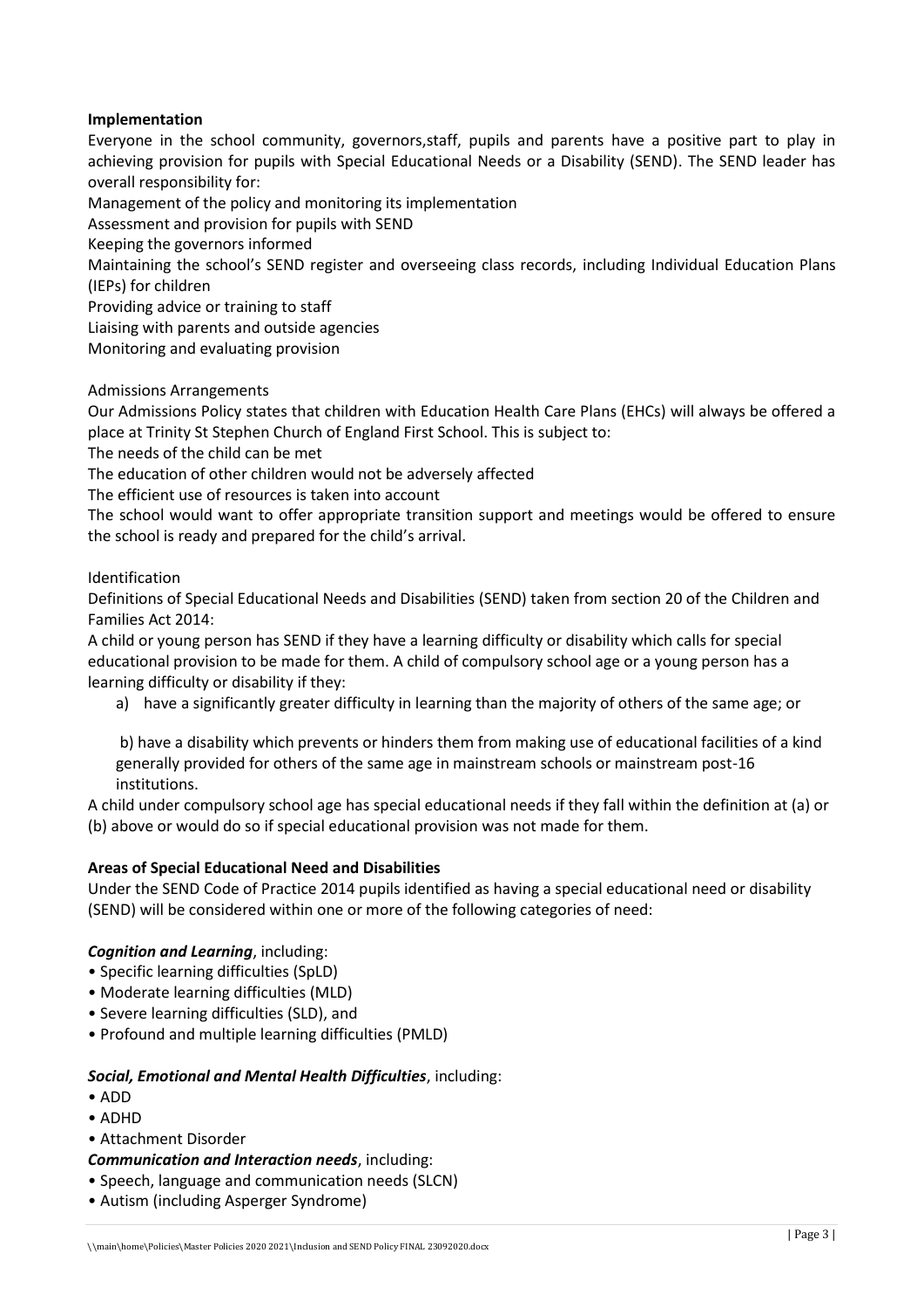**Implementation**

Everyone in the school community, governors,staff, pupils and parents have a positive part to play in achieving provision for pupils with Special Educational Needs or a Disability (SEND). The SEND leader has overall responsibility for:

Management of the policy and monitoring its implementation

Assessment and provision for pupils with SEND

Keeping the governors informed

Maintaining the school's SEND register and overseeing class records, including Individual Education Plans (IEPs) for children

Providing advice or training to staff

Liaising with parents and outside agencies

Monitoring and evaluating provision

Admissions Arrangements

Our Admissions Policy states that children with Education Health Care Plans (EHCs) will always be offered a place at Trinity St Stephen Church of England First School. This is subject to:

The needs of the child can be met

The education of other children would not be adversely affected

The efficient use of resources is taken into account

The school would want to offer appropriate transition support and meetings would be offered to ensure the school is ready and prepared for the child's arrival.

Identification

Definitions of Special Educational Needs and Disabilities (SEND) taken from section 20 of the Children and Families Act 2014:

A child or young person has SEND if they have a learning difficulty or disability which calls for special educational provision to be made for them. A child of compulsory school age or a young person has a learning difficulty or disability if they:

a) have a significantly greater difficulty in learning than the majority of others of the same age; or

b) have a disability which prevents or hinders them from making use of educational facilities of a kind generally provided for others of the same age in mainstream schools or mainstream post-16 institutions.

A child under compulsory school age has special educational needs if they fall within the definition at (a) or (b) above or would do so if special educational provision was not made for them.

**Areas of Special Educational Need and Disabilities**

Under the SEND Code of Practice 2014 pupils identified as having a special educational need or disability (SEND) will be considered within one or more of the following categories of need:

***Cognition and Learning***, including:

- Specific learning difficulties (SpLD)
- Moderate learning difficulties (MLD)
- Severe learning difficulties (SLD), and
- Profound and multiple learning difficulties (PMLD)

***Social, Emotional and Mental Health Difficulties***, including:

- ADD
- ADHD
- Attachment Disorder

***Communication and Interaction needs***, including:

- Speech, language and communication needs (SLCN)
- Autism (including Asperger Syndrome)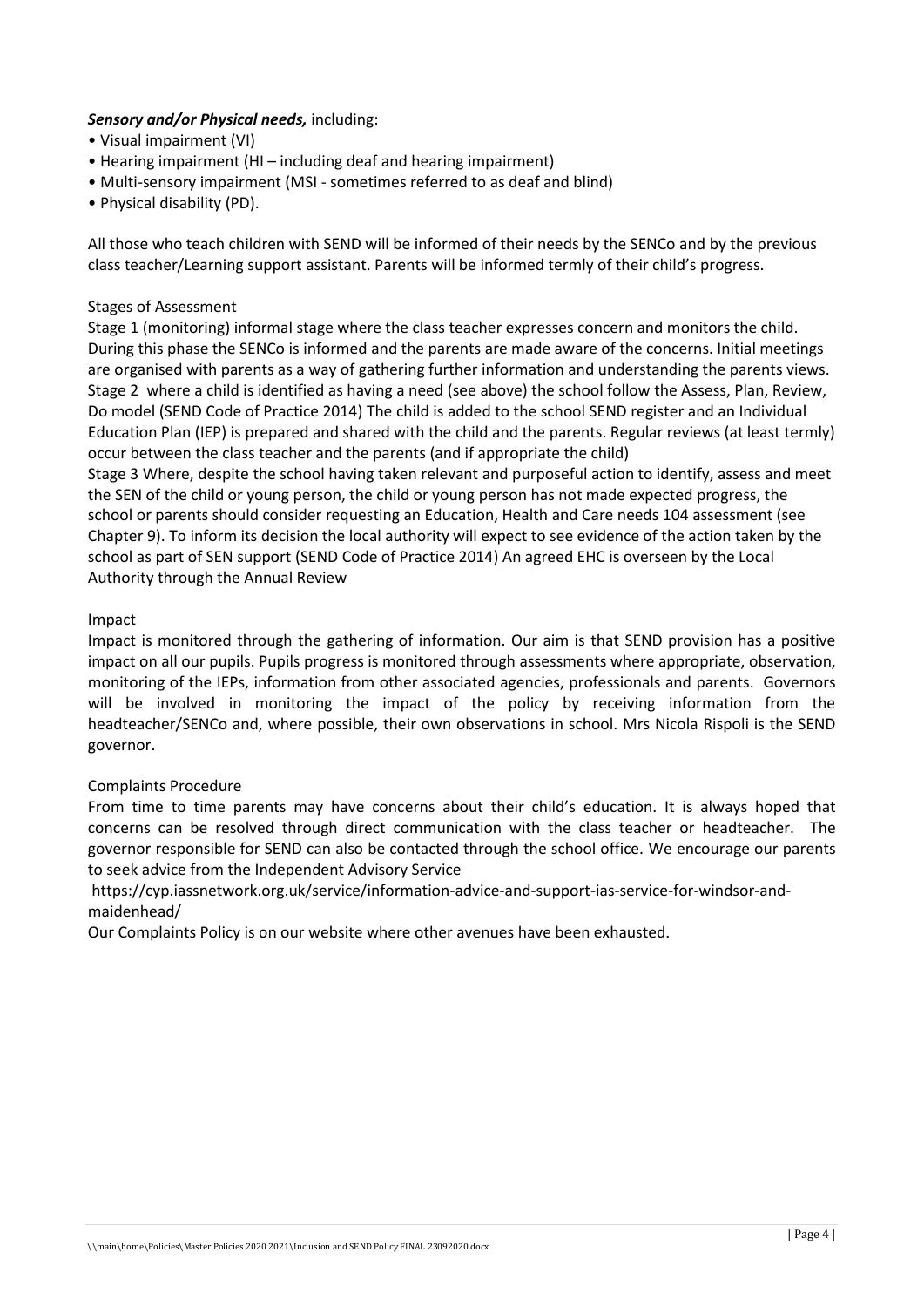***Sensory and/or Physical needs,*** including:

- Visual impairment (VI)
- Hearing impairment (HI – including deaf and hearing impairment)
- Multi-sensory impairment (MSI - sometimes referred to as deaf and blind)
- Physical disability (PD).

All those who teach children with SEND will be informed of their needs by the SENCo and by the previous class teacher/Learning support assistant. Parents will be informed termly of their child's progress.

Stages of Assessment

Stage 1 (monitoring) informal stage where the class teacher expresses concern and monitors the child. During this phase the SENCo is informed and the parents are made aware of the concerns. Initial meetings are organised with parents as a way of gathering further information and understanding the parents views.

Stage 2 where a child is identified as having a need (see above) the school follow the Assess, Plan, Review, Do model (SEND Code of Practice 2014) The child is added to the school SEND register and an Individual Education Plan (IEP) is prepared and shared with the child and the parents. Regular reviews (at least termly) occur between the class teacher and the parents (and if appropriate the child)

Stage 3 Where, despite the school having taken relevant and purposeful action to identify, assess and meet the SEN of the child or young person, the child or young person has not made expected progress, the school or parents should consider requesting an Education, Health and Care needs 104 assessment (see Chapter 9). To inform its decision the local authority will expect to see evidence of the action taken by the school as part of SEN support (SEND Code of Practice 2014) An agreed EHC is overseen by the Local Authority through the Annual Review

Impact

Impact is monitored through the gathering of information. Our aim is that SEND provision has a positive impact on all our pupils. Pupils progress is monitored through assessments where appropriate, observation, monitoring of the IEPs, information from other associated agencies, professionals and parents. Governors will be involved in monitoring the impact of the policy by receiving information from the headteacher/SENCo and, where possible, their own observations in school. Mrs Nicola Rispoli is the SEND governor.

Complaints Procedure

From time to time parents may have concerns about their child's education. It is always hoped that concerns can be resolved through direct communication with the class teacher or headteacher. The governor responsible for SEND can also be contacted through the school office. We encourage our parents to seek advice from the Independent Advisory Service

https://cyp.iassnetwork.org.uk/service/information-advice-and-support-ias-service-for-windsor-and-maidenhead/

Our Complaints Policy is on our website where other avenues have been exhausted.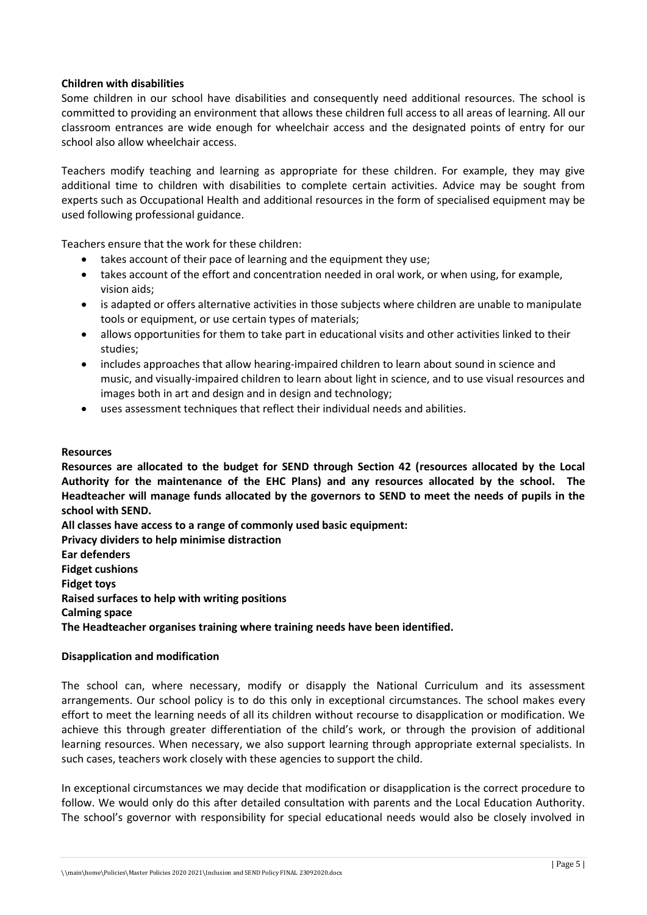**Children with disabilities**

Some children in our school have disabilities and consequently need additional resources. The school is committed to providing an environment that allows these children full access to all areas of learning. All our classroom entrances are wide enough for wheelchair access and the designated points of entry for our school also allow wheelchair access.

Teachers modify teaching and learning as appropriate for these children. For example, they may give additional time to children with disabilities to complete certain activities. Advice may be sought from experts such as Occupational Health and additional resources in the form of specialised equipment may be used following professional guidance.

Teachers ensure that the work for these children:

- takes account of their pace of learning and the equipment they use;
- takes account of the effort and concentration needed in oral work, or when using, for example, vision aids;
- is adapted or offers alternative activities in those subjects where children are unable to manipulate tools or equipment, or use certain types of materials;
- allows opportunities for them to take part in educational visits and other activities linked to their studies;
- includes approaches that allow hearing-impaired children to learn about sound in science and music, and visually-impaired children to learn about light in science, and to use visual resources and images both in art and design and in design and technology;
- uses assessment techniques that reflect their individual needs and abilities.

**Resources**

**Resources are allocated to the budget for SEND through Section 42 (resources allocated by the Local Authority for the maintenance of the EHC Plans) and any resources allocated by the school. The Headteacher will manage funds allocated by the governors to SEND to meet the needs of pupils in the school with SEND.**

**All classes have access to a range of commonly used basic equipment:**

**Privacy dividers to help minimise distraction**

**Ear defenders**

**Fidget cushions**

**Fidget toys**

**Raised surfaces to help with writing positions**

**Calming space**

**The Headteacher organises training where training needs have been identified.**

**Disapplication and modification**

The school can, where necessary, modify or disapply the National Curriculum and its assessment arrangements. Our school policy is to do this only in exceptional circumstances. The school makes every effort to meet the learning needs of all its children without recourse to disapplication or modification. We achieve this through greater differentiation of the child's work, or through the provision of additional learning resources. When necessary, we also support learning through appropriate external specialists. In such cases, teachers work closely with these agencies to support the child.

In exceptional circumstances we may decide that modification or disapplication is the correct procedure to follow. We would only do this after detailed consultation with parents and the Local Education Authority. The school's governor with responsibility for special educational needs would also be closely involved in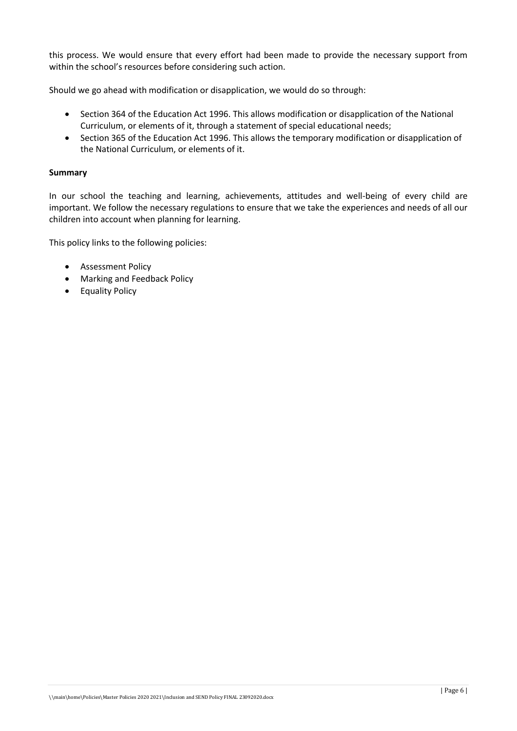this process. We would ensure that every effort had been made to provide the necessary support from within the school's resources before considering such action.

Should we go ahead with modification or disapplication, we would do so through:

- Section 364 of the Education Act 1996. This allows modification or disapplication of the National Curriculum, or elements of it, through a statement of special educational needs;
- Section 365 of the Education Act 1996. This allows the temporary modification or disapplication of the National Curriculum, or elements of it.

**Summary**

In our school the teaching and learning, achievements, attitudes and well-being of every child are important. We follow the necessary regulations to ensure that we take the experiences and needs of all our children into account when planning for learning.

This policy links to the following policies:

- Assessment Policy
- Marking and Feedback Policy
- Equality Policy